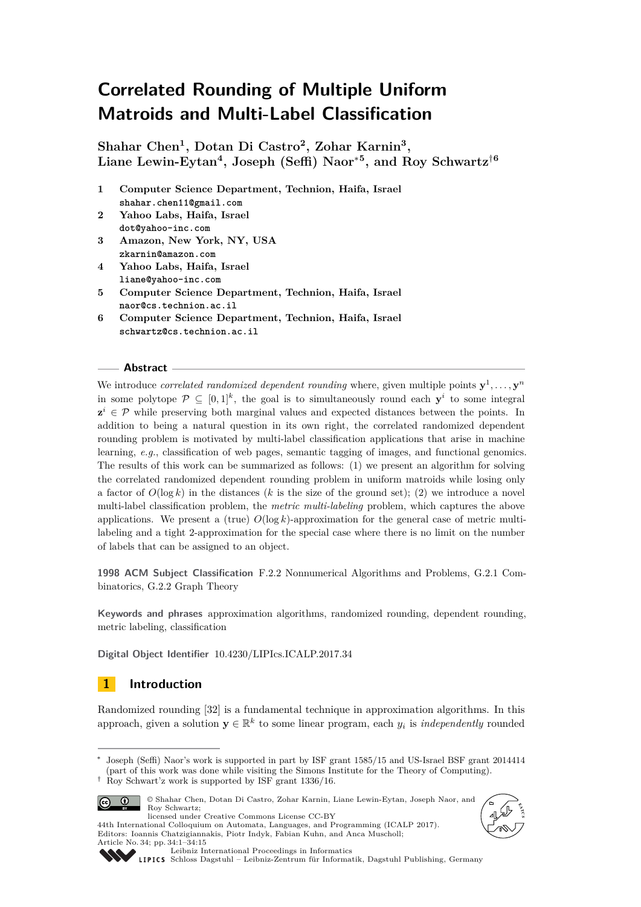# Correlated Rounding of Multiple Uniform Matroids and Multi-Label Classification

**Shahar Chen[1], Dotan Di Castro[2], Zohar Karnin[3], Liane Lewin-Eytan[4], Joseph (Seffi) Naor[*5], and Roy Schwartz[†6]**

1. **Computer Science Department, Technion, Haifa, Israel**
   shahar.chen11@gmail.com
2. **Yahoo Labs, Haifa, Israel**
   dot@yahoo-inc.com
3. **Amazon, New York, NY, USA**
   zkarnin@amazon.com
4. **Yahoo Labs, Haifa, Israel**
   liane@yahoo-inc.com
5. **Computer Science Department, Technion, Haifa, Israel**
   naor@cs.technion.ac.il
6. **Computer Science Department, Technion, Haifa, Israel**
   schwartz@cs.technion.ac.il

## Abstract

We introduce *correlated randomized dependent rounding* where, given multiple points $\mathbf{y}^1, \ldots, \mathbf{y}^n$ in some polytope $\mathcal{P} \subseteq [0,1]^k$, the goal is to simultaneously round each $\mathbf{y}^i$ to some integral $\mathbf{z}^i \in \mathcal{P}$ while preserving both marginal values and expected distances between the points. In addition to being a natural question in its own right, the correlated randomized dependent rounding problem is motivated by multi-label classification applications that arise in machine learning, *e.g.*, classification of web pages, semantic tagging of images, and functional genomics. The results of this work can be summarized as follows: (1) we present an algorithm for solving the correlated randomized dependent rounding problem in uniform matroids while losing only a factor of $O(\log k)$ in the distances ($k$ is the size of the ground set); (2) we introduce a novel multi-label classification problem, the *metric multi-labeling* problem, which captures the above applications. We present a (true) $O(\log k)$-approximation for the general case of metric multi-labeling and a tight 2-approximation for the special case where there is no limit on the number of labels that can be assigned to an object.

**1998 ACM Subject Classification** F.2.2 Nonnumerical Algorithms and Problems, G.2.1 Combinatorics, G.2.2 Graph Theory

**Keywords and phrases** approximation algorithms, randomized rounding, dependent rounding, metric labeling, classification

**Digital Object Identifier** 10.4230/LIPIcs.ICALP.2017.34

## 1 Introduction

Randomized rounding [32] is a fundamental technique in approximation algorithms. In this approach, given a solution $\mathbf{y} \in \mathbb{R}^k$ to some linear program, each $y_i$ is *independently* rounded

---

[*] Joseph (Seffi) Naor's work is supported in part by ISF grant 1585/15 and US-Israel BSF grant 2014414 (part of this work was done while visiting the Simons Institute for the Theory of Computing).

[†] Roy Schwart'z work is supported by ISF grant 1336/16.

© Shahar Chen, Dotan Di Castro, Zohar Karnin, Liane Lewin-Eytan, Joseph Naor, and Roy Schwartz;
licensed under Creative Commons License CC-BY
44th International Colloquium on Automata, Languages, and Programming (ICALP 2017).
Editors: Ioannis Chatzigiannakis, Piotr Indyk, Fabian Kuhn, and Anca Muscholl;
Article No. 34; pp. 34:1–34:15
Leibniz International Proceedings in Informatics
Schloss Dagstuhl – Leibniz-Zentrum für Informatik, Dagstuhl Publishing, Germany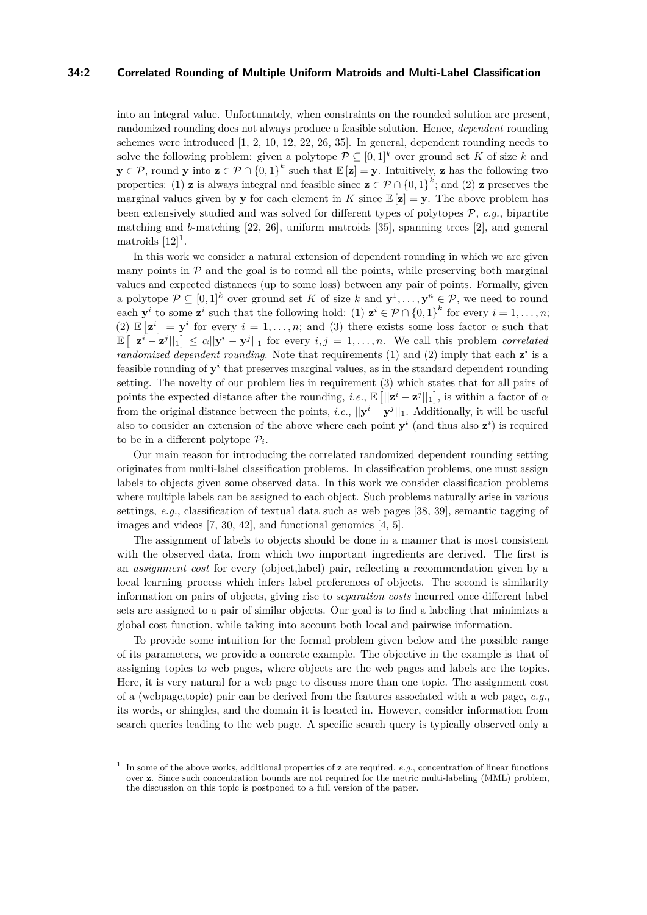into an integral value. Unfortunately, when constraints on the rounded solution are present, randomized rounding does not always produce a feasible solution. Hence, *dependent* rounding schemes were introduced [1, 2, 10, 12, 22, 26, 35]. In general, dependent rounding needs to solve the following problem: given a polytope $\mathcal{P} \subseteq [0,1]^k$ over ground set $K$ of size $k$ and $\mathbf{y} \in \mathcal{P}$, round $\mathbf{y}$ into $\mathbf{z} \in \mathcal{P} \cap \{0,1\}^k$ such that $\mathbb{E}[\mathbf{z}] = \mathbf{y}$. Intuitively, $\mathbf{z}$ has the following two properties: (1) $\mathbf{z}$ is always integral and feasible since $\mathbf{z} \in \mathcal{P} \cap \{0,1\}^k$; and (2) $\mathbf{z}$ preserves the marginal values given by $\mathbf{y}$ for each element in $K$ since $\mathbb{E}[\mathbf{z}] = \mathbf{y}$. The above problem has been extensively studied and was solved for different types of polytopes $\mathcal{P}$, *e.g.*, bipartite matching and $b$-matching [22, 26], uniform matroids [35], spanning trees [2], and general matroids [12][1].

In this work we consider a natural extension of dependent rounding in which we are given many points in $\mathcal{P}$ and the goal is to round all the points, while preserving both marginal values and expected distances (up to some loss) between any pair of points. Formally, given a polytope $\mathcal{P} \subseteq [0,1]^k$ over ground set $K$ of size $k$ and $\mathbf{y}^1, \ldots, \mathbf{y}^n \in \mathcal{P}$, we need to round each $\mathbf{y}^i$ to some $\mathbf{z}^i$ such that the following hold: (1) $\mathbf{z}^i \in \mathcal{P} \cap \{0,1\}^k$ for every $i = 1, \ldots, n$; (2) $\mathbb{E}\left[\mathbf{z}^i\right] = \mathbf{y}^i$ for every $i = 1, \ldots, n$; and (3) there exists some loss factor $\alpha$ such that $\mathbb{E}\left[||\mathbf{z}^i - \mathbf{z}^j||_1\right] \leq \alpha ||\mathbf{y}^i - \mathbf{y}^j||_1$ for every $i, j = 1, \ldots, n$. We call this problem *correlated randomized dependent rounding*. Note that requirements (1) and (2) imply that each $\mathbf{z}^i$ is a feasible rounding of $\mathbf{y}^i$ that preserves marginal values, as in the standard dependent rounding setting. The novelty of our problem lies in requirement (3) which states that for all pairs of points the expected distance after the rounding, *i.e.*, $\mathbb{E}\left[||\mathbf{z}^i - \mathbf{z}^j||_1\right]$, is within a factor of $\alpha$ from the original distance between the points, *i.e.*, $||\mathbf{y}^i - \mathbf{y}^j||_1$. Additionally, it will be useful also to consider an extension of the above where each point $\mathbf{y}^i$ (and thus also $\mathbf{z}^i$) is required to be in a different polytope $\mathcal{P}_i$.

Our main reason for introducing the correlated randomized dependent rounding setting originates from multi-label classification problems. In classification problems, one must assign labels to objects given some observed data. In this work we consider classification problems where multiple labels can be assigned to each object. Such problems naturally arise in various settings, *e.g.*, classification of textual data such as web pages [38, 39], semantic tagging of images and videos [7, 30, 42], and functional genomics [4, 5].

The assignment of labels to objects should be done in a manner that is most consistent with the observed data, from which two important ingredients are derived. The first is an *assignment cost* for every (object,label) pair, reflecting a recommendation given by a local learning process which infers label preferences of objects. The second is similarity information on pairs of objects, giving rise to *separation costs* incurred once different label sets are assigned to a pair of similar objects. Our goal is to find a labeling that minimizes a global cost function, while taking into account both local and pairwise information.

To provide some intuition for the formal problem given below and the possible range of its parameters, we provide a concrete example. The objective in the example is that of assigning topics to web pages, where objects are the web pages and labels are the topics. Here, it is very natural for a web page to discuss more than one topic. The assignment cost of a (webpage,topic) pair can be derived from the features associated with a web page, *e.g.*, its words, or shingles, and the domain it is located in. However, consider information from search queries leading to the web page. A specific search query is typically observed only a

---

[1] In some of the above works, additional properties of $\mathbf{z}$ are required, *e.g.*, concentration of linear functions over $\mathbf{z}$. Since such concentration bounds are not required for the metric multi-labeling (MML) problem, the discussion on this topic is postponed to a full version of the paper.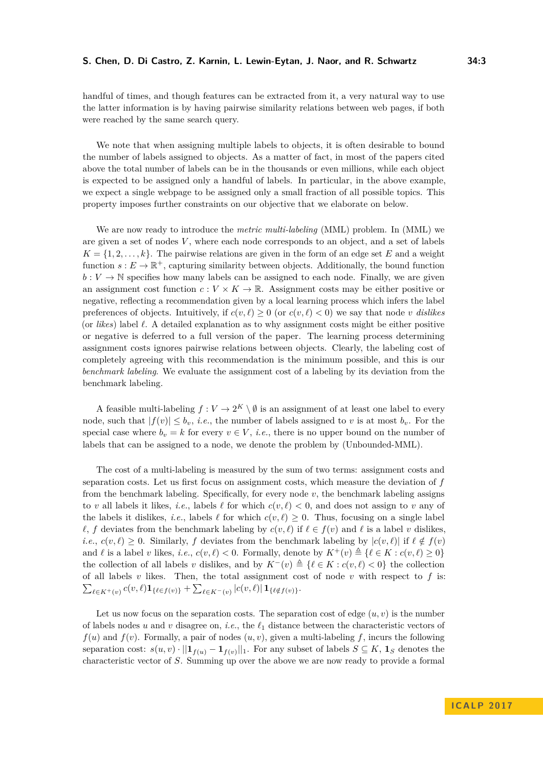handful of times, and though features can be extracted from it, a very natural way to use the latter information is by having pairwise similarity relations between web pages, if both were reached by the same search query.

We note that when assigning multiple labels to objects, it is often desirable to bound the number of labels assigned to objects. As a matter of fact, in most of the papers cited above the total number of labels can be in the thousands or even millions, while each object is expected to be assigned only a handful of labels. In particular, in the above example, we expect a single webpage to be assigned only a small fraction of all possible topics. This property imposes further constraints on our objective that we elaborate on below.

We are now ready to introduce the *metric multi-labeling* (MML) problem. In (MML) we are given a set of nodes $V$, where each node corresponds to an object, and a set of labels $K = \{1, 2, \ldots, k\}$. The pairwise relations are given in the form of an edge set $E$ and a weight function $s : E \to \mathbb{R}^+$, capturing similarity between objects. Additionally, the bound function $b : V \to \mathbb{N}$ specifies how many labels can be assigned to each node. Finally, we are given an assignment cost function $c : V \times K \to \mathbb{R}$. Assignment costs may be either positive or negative, reflecting a recommendation given by a local learning process which infers the label preferences of objects. Intuitively, if $c(v, \ell) \geq 0$ (or $c(v, \ell) < 0$) we say that node $v$ *dislikes* (or *likes*) label $\ell$. A detailed explanation as to why assignment costs might be either positive or negative is deferred to a full version of the paper. The learning process determining assignment costs ignores pairwise relations between objects. Clearly, the labeling cost of completely agreeing with this recommendation is the minimum possible, and this is our *benchmark labeling*. We evaluate the assignment cost of a labeling by its deviation from the benchmark labeling.

A feasible multi-labeling $f : V \to 2^K \setminus \emptyset$ is an assignment of at least one label to every node, such that $|f(v)| \leq b_v$, *i.e.*, the number of labels assigned to $v$ is at most $b_v$. For the special case where $b_v = k$ for every $v \in V$, *i.e.*, there is no upper bound on the number of labels that can be assigned to a node, we denote the problem by (Unbounded-MML).

The cost of a multi-labeling is measured by the sum of two terms: assignment costs and separation costs. Let us first focus on assignment costs, which measure the deviation of $f$ from the benchmark labeling. Specifically, for every node $v$, the benchmark labeling assigns to $v$ all labels it likes, *i.e.*, labels $\ell$ for which $c(v, \ell) < 0$, and does not assign to $v$ any of the labels it dislikes, *i.e.*, labels $\ell$ for which $c(v, \ell) \geq 0$. Thus, focusing on a single label $\ell$, $f$ deviates from the benchmark labeling by $c(v, \ell)$ if $\ell \in f(v)$ and $\ell$ is a label $v$ dislikes, *i.e.*, $c(v, \ell) \geq 0$. Similarly, $f$ deviates from the benchmark labeling by $|c(v, \ell)|$ if $\ell \notin f(v)$ and $\ell$ is a label $v$ likes, *i.e.*, $c(v, \ell) < 0$. Formally, denote by $K^+(v) \triangleq \{\ell \in K : c(v, \ell) \geq 0\}$ the collection of all labels $v$ dislikes, and by $K^-(v) \triangleq \{\ell \in K : c(v, \ell) < 0\}$ the collection of all labels $v$ likes. Then, the total assignment cost of node $v$ with respect to $f$ is: $\sum_{\ell \in K^+(v)} c(v, \ell) \mathbf{1}_{\{\ell \in f(v)\}} + \sum_{\ell \in K^-(v)} |c(v, \ell)| \mathbf{1}_{\{\ell \notin f(v)\}}$.

Let us now focus on the separation costs. The separation cost of edge $(u, v)$ is the number of labels nodes $u$ and $v$ disagree on, *i.e.*, the $\ell_1$ distance between the characteristic vectors of $f(u)$ and $f(v)$. Formally, a pair of nodes $(u, v)$, given a multi-labeling $f$, incurs the following separation cost: $s(u, v) \cdot ||\mathbf{1}_{f(u)} - \mathbf{1}_{f(v)}||_1$. For any subset of labels $S \subseteq K$, $\mathbf{1}_S$ denotes the characteristic vector of $S$. Summing up over the above we are now ready to provide a formal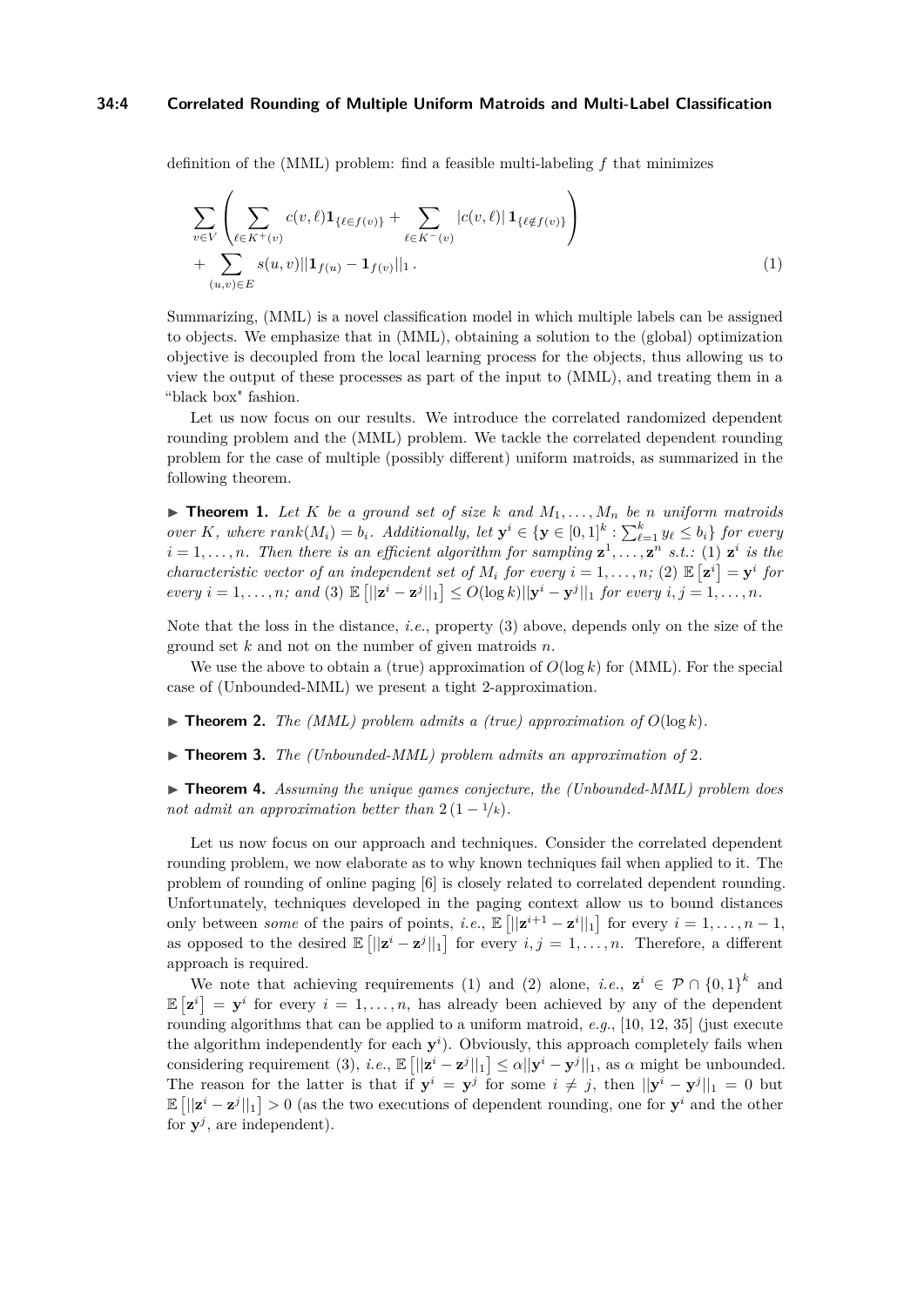definition of the (MML) problem: find a feasible multi-labeling $f$ that minimizes

$$\sum_{v\in V}\left(\sum_{\ell\in K^+(v)} c(v,\ell)\mathbf{1}_{\{\ell\in f(v)\}} + \sum_{\ell\in K^-(v)} |c(v,\ell)|\,\mathbf{1}_{\{\ell\notin f(v)\}}\right) + \sum_{(u,v)\in E} s(u,v)||\mathbf{1}_{f(u)} - \mathbf{1}_{f(v)}||_1\,. \tag{1}$$

Summarizing, (MML) is a novel classification model in which multiple labels can be assigned to objects. We emphasize that in (MML), obtaining a solution to the (global) optimization objective is decoupled from the local learning process for the objects, thus allowing us to view the output of these processes as part of the input to (MML), and treating them in a "black box" fashion.

Let us now focus on our results. We introduce the correlated randomized dependent rounding problem and the (MML) problem. We tackle the correlated dependent rounding problem for the case of multiple (possibly different) uniform matroids, as summarized in the following theorem.

▶ **Theorem 1.** *Let $K$ be a ground set of size $k$ and $M_1,\ldots,M_n$ be $n$ uniform matroids over $K$, where $rank(M_i) = b_i$. Additionally, let $\mathbf{y}^i \in \{\mathbf{y}\in[0,1]^k : \sum_{\ell=1}^k y_\ell \le b_i\}$ for every $i = 1,\ldots,n$. Then there is an efficient algorithm for sampling $\mathbf{z}^1,\ldots,\mathbf{z}^n$ s.t.: (1) $\mathbf{z}^i$ is the characteristic vector of an independent set of $M_i$ for every $i = 1,\ldots,n$; (2) $\mathbb{E}\left[\mathbf{z}^i\right] = \mathbf{y}^i$ for every $i = 1,\ldots,n$; and (3) $\mathbb{E}\left[||\mathbf{z}^i - \mathbf{z}^j||_1\right] \le O(\log k)||\mathbf{y}^i - \mathbf{y}^j||_1$ for every $i,j = 1,\ldots,n$.*

Note that the loss in the distance, *i.e.*, property (3) above, depends only on the size of the ground set $k$ and not on the number of given matroids $n$.

We use the above to obtain a (true) approximation of $O(\log k)$ for (MML). For the special case of (Unbounded-MML) we present a tight 2-approximation.

▶ **Theorem 2.** *The (MML) problem admits a (true) approximation of $O(\log k)$.*

▶ **Theorem 3.** *The (Unbounded-MML) problem admits an approximation of 2.*

▶ **Theorem 4.** *Assuming the unique games conjecture, the (Unbounded-MML) problem does not admit an approximation better than $2\,(1-1/k)$.*

Let us now focus on our approach and techniques. Consider the correlated dependent rounding problem, we now elaborate as to why known techniques fail when applied to it. The problem of rounding of online paging [6] is closely related to correlated dependent rounding. Unfortunately, techniques developed in the paging context allow us to bound distances only between *some* of the pairs of points, *i.e.*, $\mathbb{E}\left[||\mathbf{z}^{i+1} - \mathbf{z}^i||_1\right]$ for every $i = 1,\ldots,n-1$, as opposed to the desired $\mathbb{E}\left[||\mathbf{z}^i - \mathbf{z}^j||_1\right]$ for every $i,j = 1,\ldots,n$. Therefore, a different approach is required.

We note that achieving requirements (1) and (2) alone, *i.e.*, $\mathbf{z}^i \in \mathcal{P}\cap\{0,1\}^k$ and $\mathbb{E}\left[\mathbf{z}^i\right] = \mathbf{y}^i$ for every $i = 1,\ldots,n$, has already been achieved by any of the dependent rounding algorithms that can be applied to a uniform matroid, *e.g.*, [10, 12, 35] (just execute the algorithm independently for each $\mathbf{y}^i$). Obviously, this approach completely fails when considering requirement (3), *i.e.*, $\mathbb{E}\left[||\mathbf{z}^i - \mathbf{z}^j||_1\right] \le \alpha||\mathbf{y}^i - \mathbf{y}^j||_1$, as $\alpha$ might be unbounded. The reason for the latter is that if $\mathbf{y}^i = \mathbf{y}^j$ for some $i \neq j$, then $||\mathbf{y}^i - \mathbf{y}^j||_1 = 0$ but $\mathbb{E}\left[||\mathbf{z}^i - \mathbf{z}^j||_1\right] > 0$ (as the two executions of dependent rounding, one for $\mathbf{y}^i$ and the other for $\mathbf{y}^j$, are independent).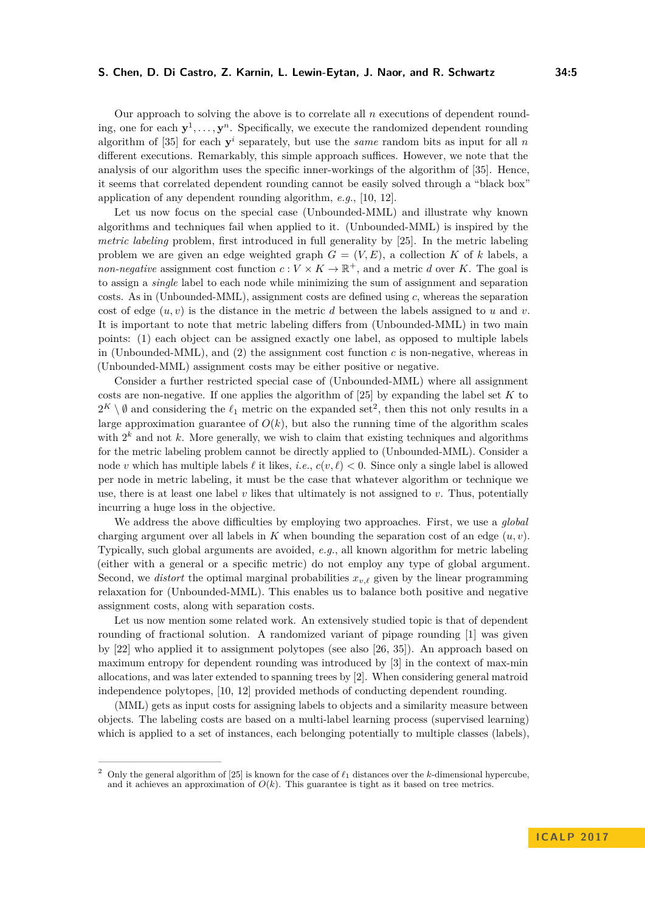Our approach to solving the above is to correlate all $n$ executions of dependent rounding, one for each $\mathbf{y}^1, \ldots, \mathbf{y}^n$. Specifically, we execute the randomized dependent rounding algorithm of [35] for each $\mathbf{y}^i$ separately, but use the *same* random bits as input for all $n$ different executions. Remarkably, this simple approach suffices. However, we note that the analysis of our algorithm uses the specific inner-workings of the algorithm of [35]. Hence, it seems that correlated dependent rounding cannot be easily solved through a "black box" application of any dependent rounding algorithm, *e.g.*, [10, 12].

Let us now focus on the special case (Unbounded-MML) and illustrate why known algorithms and techniques fail when applied to it. (Unbounded-MML) is inspired by the *metric labeling* problem, first introduced in full generality by [25]. In the metric labeling problem we are given an edge weighted graph $G = (V, E)$, a collection $K$ of $k$ labels, a *non-negative* assignment cost function $c : V \times K \to \mathbb{R}^+$, and a metric $d$ over $K$. The goal is to assign a *single* label to each node while minimizing the sum of assignment and separation costs. As in (Unbounded-MML), assignment costs are defined using $c$, whereas the separation cost of edge $(u, v)$ is the distance in the metric $d$ between the labels assigned to $u$ and $v$. It is important to note that metric labeling differs from (Unbounded-MML) in two main points: (1) each object can be assigned exactly one label, as opposed to multiple labels in (Unbounded-MML), and (2) the assignment cost function $c$ is non-negative, whereas in (Unbounded-MML) assignment costs may be either positive or negative.

Consider a further restricted special case of (Unbounded-MML) where all assignment costs are non-negative. If one applies the algorithm of [25] by expanding the label set $K$ to $2^K \setminus \emptyset$ and considering the $\ell_1$ metric on the expanded set[2], then this not only results in a large approximation guarantee of $O(k)$, but also the running time of the algorithm scales with $2^k$ and not $k$. More generally, we wish to claim that existing techniques and algorithms for the metric labeling problem cannot be directly applied to (Unbounded-MML). Consider a node $v$ which has multiple labels $\ell$ it likes, *i.e.*, $c(v, \ell) < 0$. Since only a single label is allowed per node in metric labeling, it must be the case that whatever algorithm or technique we use, there is at least one label $v$ likes that ultimately is not assigned to $v$. Thus, potentially incurring a huge loss in the objective.

We address the above difficulties by employing two approaches. First, we use a *global* charging argument over all labels in $K$ when bounding the separation cost of an edge $(u, v)$. Typically, such global arguments are avoided, *e.g.*, all known algorithm for metric labeling (either with a general or a specific metric) do not employ any type of global argument. Second, we *distort* the optimal marginal probabilities $x_{v,\ell}$ given by the linear programming relaxation for (Unbounded-MML). This enables us to balance both positive and negative assignment costs, along with separation costs.

Let us now mention some related work. An extensively studied topic is that of dependent rounding of fractional solution. A randomized variant of pipage rounding [1] was given by [22] who applied it to assignment polytopes (see also [26, 35]). An approach based on maximum entropy for dependent rounding was introduced by [3] in the context of max-min allocations, and was later extended to spanning trees by [2]. When considering general matroid independence polytopes, [10, 12] provided methods of conducting dependent rounding.

(MML) gets as input costs for assigning labels to objects and a similarity measure between objects. The labeling costs are based on a multi-label learning process (supervised learning) which is applied to a set of instances, each belonging potentially to multiple classes (labels),

---

[2] Only the general algorithm of [25] is known for the case of $\ell_1$ distances over the $k$-dimensional hypercube, and it achieves an approximation of $O(k)$. This guarantee is tight as it based on tree metrics.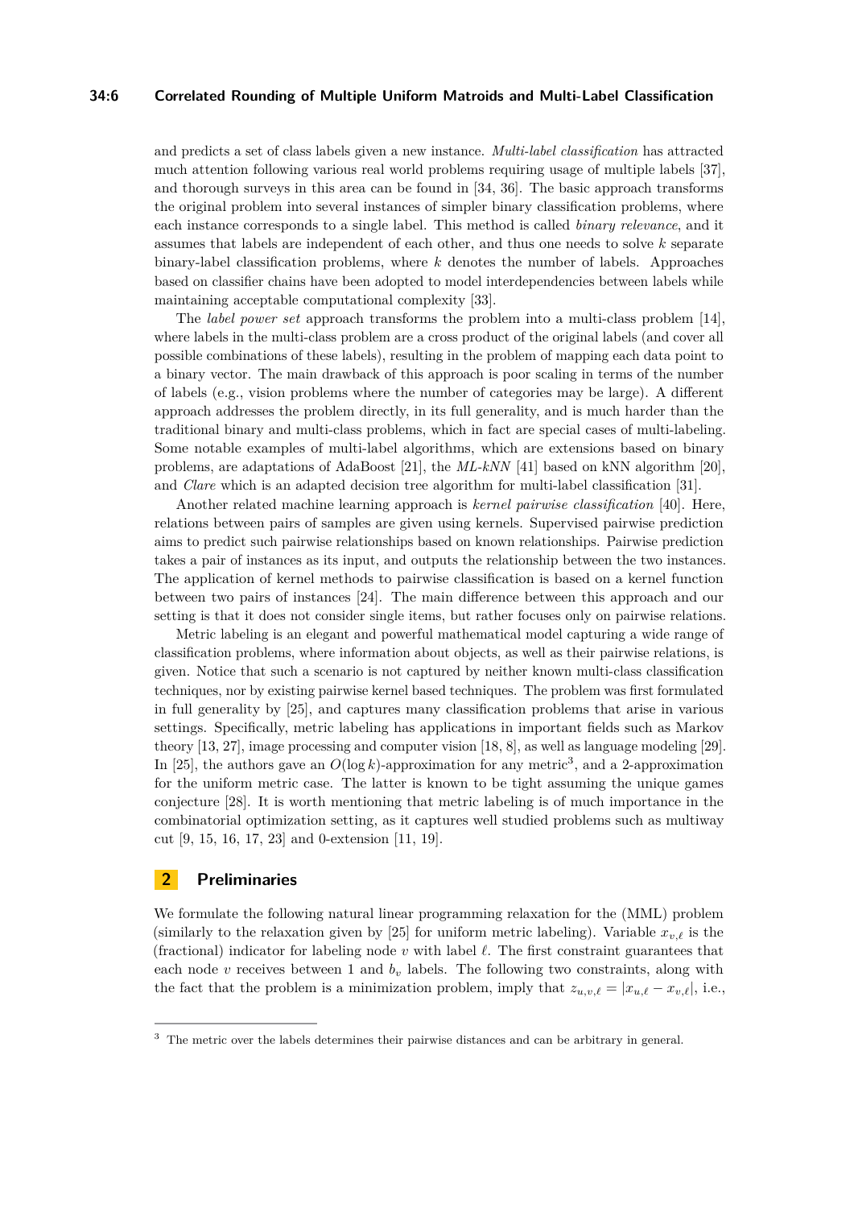and predicts a set of class labels given a new instance. *Multi-label classification* has attracted much attention following various real world problems requiring usage of multiple labels [37], and thorough surveys in this area can be found in [34, 36]. The basic approach transforms the original problem into several instances of simpler binary classification problems, where each instance corresponds to a single label. This method is called *binary relevance*, and it assumes that labels are independent of each other, and thus one needs to solve $k$ separate binary-label classification problems, where $k$ denotes the number of labels. Approaches based on classifier chains have been adopted to model interdependencies between labels while maintaining acceptable computational complexity [33].

The *label power set* approach transforms the problem into a multi-class problem [14], where labels in the multi-class problem are a cross product of the original labels (and cover all possible combinations of these labels), resulting in the problem of mapping each data point to a binary vector. The main drawback of this approach is poor scaling in terms of the number of labels (e.g., vision problems where the number of categories may be large). A different approach addresses the problem directly, in its full generality, and is much harder than the traditional binary and multi-class problems, which in fact are special cases of multi-labeling. Some notable examples of multi-label algorithms, which are extensions based on binary problems, are adaptations of AdaBoost [21], the *ML-kNN* [41] based on kNN algorithm [20], and *Clare* which is an adapted decision tree algorithm for multi-label classification [31].

Another related machine learning approach is *kernel pairwise classification* [40]. Here, relations between pairs of samples are given using kernels. Supervised pairwise prediction aims to predict such pairwise relationships based on known relationships. Pairwise prediction takes a pair of instances as its input, and outputs the relationship between the two instances. The application of kernel methods to pairwise classification is based on a kernel function between two pairs of instances [24]. The main difference between this approach and our setting is that it does not consider single items, but rather focuses only on pairwise relations.

Metric labeling is an elegant and powerful mathematical model capturing a wide range of classification problems, where information about objects, as well as their pairwise relations, is given. Notice that such a scenario is not captured by neither known multi-class classification techniques, nor by existing pairwise kernel based techniques. The problem was first formulated in full generality by [25], and captures many classification problems that arise in various settings. Specifically, metric labeling has applications in important fields such as Markov theory [13, 27], image processing and computer vision [18, 8], as well as language modeling [29]. In [25], the authors gave an $O(\log k)$-approximation for any metric[3], and a 2-approximation for the uniform metric case. The latter is known to be tight assuming the unique games conjecture [28]. It is worth mentioning that metric labeling is of much importance in the combinatorial optimization setting, as it captures well studied problems such as multiway cut [9, 15, 16, 17, 23] and 0-extension [11, 19].

## 2 Preliminaries

We formulate the following natural linear programming relaxation for the (MML) problem (similarly to the relaxation given by [25] for uniform metric labeling). Variable $x_{v,\ell}$ is the (fractional) indicator for labeling node $v$ with label $\ell$. The first constraint guarantees that each node $v$ receives between 1 and $b_v$ labels. The following two constraints, along with the fact that the problem is a minimization problem, imply that $z_{u,v,\ell} = |x_{u,\ell} - x_{v,\ell}|$, i.e.,

[3] The metric over the labels determines their pairwise distances and can be arbitrary in general.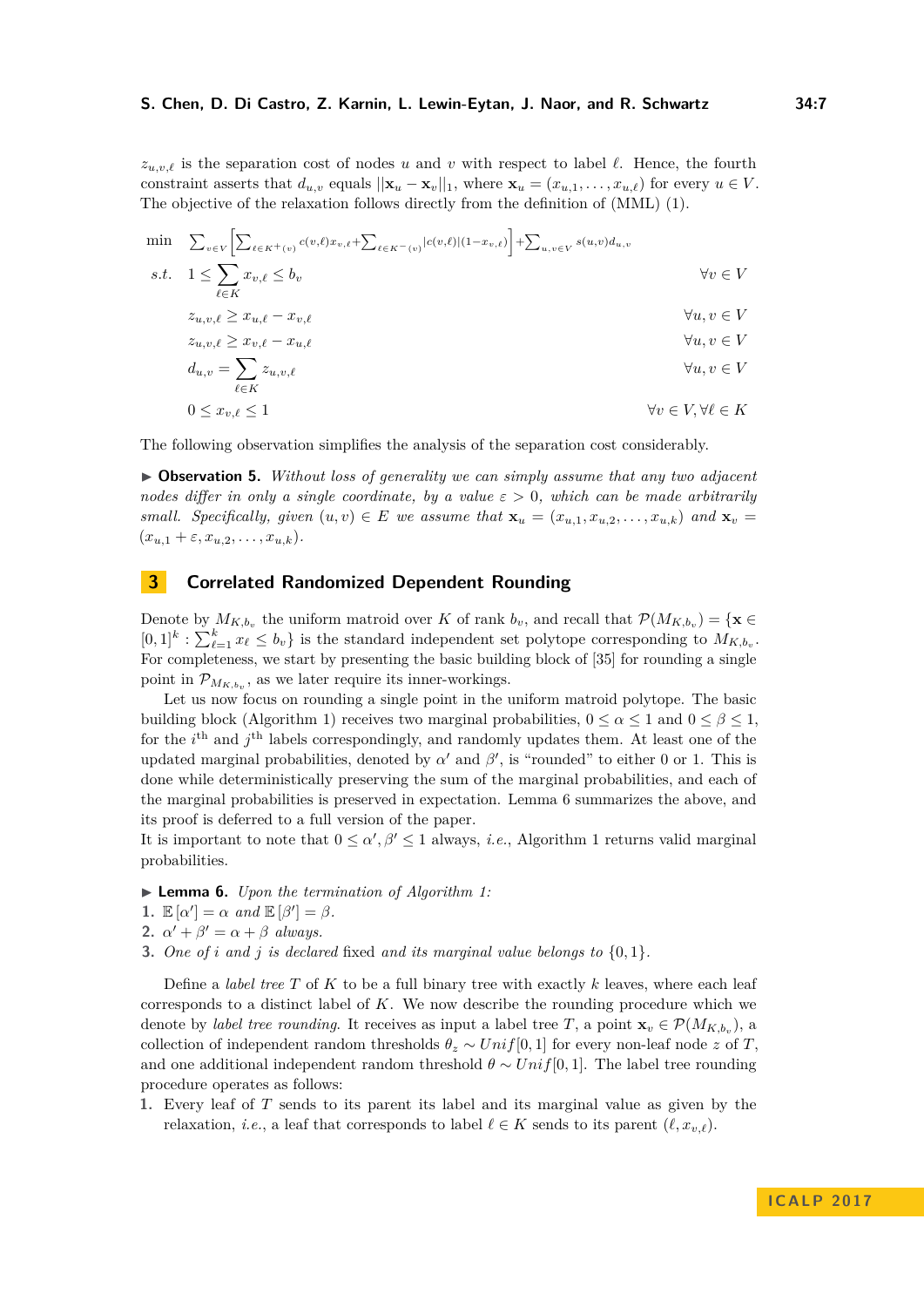$z_{u,v,\ell}$ is the separation cost of nodes $u$ and $v$ with respect to label $\ell$. Hence, the fourth constraint asserts that $d_{u,v}$ equals $||\mathbf{x}_u - \mathbf{x}_v||_1$, where $\mathbf{x}_u = (x_{u,1}, \ldots, x_{u,\ell})$ for every $u \in V$. The objective of the relaxation follows directly from the definition of (MML) (1).

$$
\begin{aligned}
\min \quad & \sum_{v\in V}\left[\sum_{\ell\in K^+(v)} c(v,\ell)x_{v,\ell} + \sum_{\ell\in K^-(v)} |c(v,\ell)|(1-x_{v,\ell})\right] + \sum_{u,v\in V} s(u,v)d_{u,v} & \\
s.t. \quad & 1 \le \sum_{\ell\in K} x_{v,\ell} \le b_v & \forall v \in V \\
& z_{u,v,\ell} \ge x_{u,\ell} - x_{v,\ell} & \forall u,v \in V \\
& z_{u,v,\ell} \ge x_{v,\ell} - x_{u,\ell} & \forall u,v \in V \\
& d_{u,v} = \sum_{\ell\in K} z_{u,v,\ell} & \forall u,v \in V \\
& 0 \le x_{v,\ell} \le 1 & \forall v \in V, \forall \ell \in K
\end{aligned}
$$

The following observation simplifies the analysis of the separation cost considerably.

▶ **Observation 5.** *Without loss of generality we can simply assume that any two adjacent nodes differ in only a single coordinate, by a value $\varepsilon > 0$, which can be made arbitrarily small. Specifically, given $(u, v) \in E$ we assume that $\mathbf{x}_u = (x_{u,1}, x_{u,2}, \ldots, x_{u,k})$ and $\mathbf{x}_v = (x_{u,1} + \varepsilon, x_{u,2}, \ldots, x_{u,k})$.*

## 3 Correlated Randomized Dependent Rounding

Denote by $M_{K,b_v}$ the uniform matroid over $K$ of rank $b_v$, and recall that $\mathcal{P}(M_{K,b_v}) = \{\mathbf{x} \in [0,1]^k : \sum_{\ell=1}^{k} x_\ell \le b_v\}$ is the standard independent set polytope corresponding to $M_{K,b_v}$. For completeness, we start by presenting the basic building block of [35] for rounding a single point in $\mathcal{P}_{M_{K,b_v}}$, as we later require its inner-workings.

Let us now focus on rounding a single point in the uniform matroid polytope. The basic building block (Algorithm 1) receives two marginal probabilities, $0 \le \alpha \le 1$ and $0 \le \beta \le 1$, for the $i^{\text{th}}$ and $j^{\text{th}}$ labels correspondingly, and randomly updates them. At least one of the updated marginal probabilities, denoted by $\alpha'$ and $\beta'$, is "rounded" to either 0 or 1. This is done while deterministically preserving the sum of the marginal probabilities, and each of the marginal probabilities is preserved in expectation. Lemma 6 summarizes the above, and its proof is deferred to a full version of the paper.
It is important to note that $0 \le \alpha', \beta' \le 1$ always, *i.e.*, Algorithm 1 returns valid marginal probabilities.

▶ **Lemma 6.** *Upon the termination of Algorithm 1:*
1. $\mathbb{E}[\alpha'] = \alpha$ *and* $\mathbb{E}[\beta'] = \beta$.
2. $\alpha' + \beta' = \alpha + \beta$ *always.*
3. *One of $i$ and $j$ is declared* fixed *and its marginal value belongs to $\{0, 1\}$.*

Define a *label tree* $T$ of $K$ to be a full binary tree with exactly $k$ leaves, where each leaf corresponds to a distinct label of $K$. We now describe the rounding procedure which we denote by *label tree rounding*. It receives as input a label tree $T$, a point $\mathbf{x}_v \in \mathcal{P}(M_{K,b_v})$, a collection of independent random thresholds $\theta_z \sim Unif[0,1]$ for every non-leaf node $z$ of $T$, and one additional independent random threshold $\theta \sim Unif[0,1]$. The label tree rounding procedure operates as follows:

1. Every leaf of $T$ sends to its parent its label and its marginal value as given by the relaxation, *i.e.*, a leaf that corresponds to label $\ell \in K$ sends to its parent $(\ell, x_{v,\ell})$.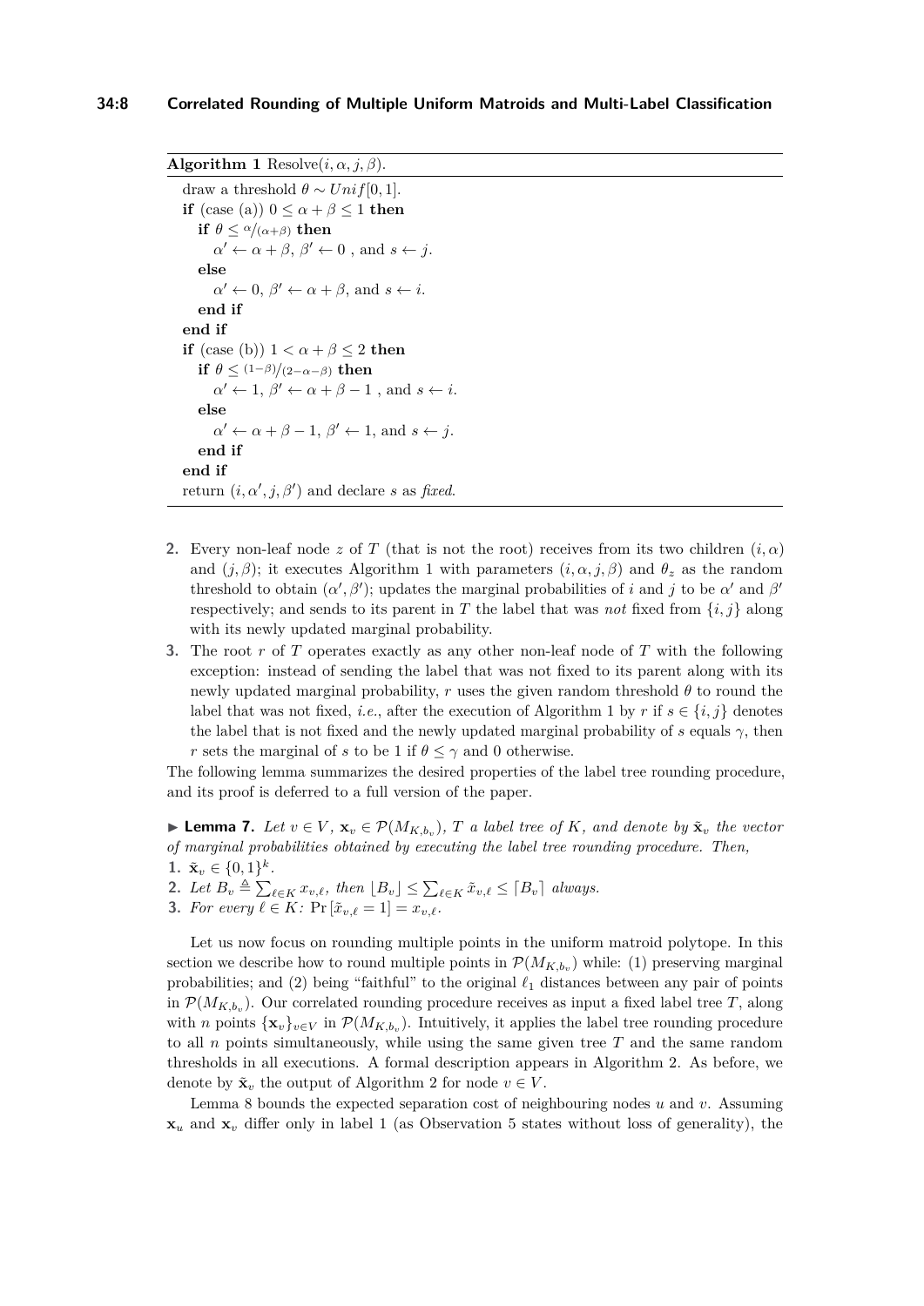**Algorithm 1** Resolve$(i, \alpha, j, \beta)$.

```
draw a threshold θ ∼ Unif[0, 1].
if (case (a)) 0 ≤ α + β ≤ 1 then
    if θ ≤ α/(α+β) then
        α′ ← α + β, β′ ← 0 , and s ← j.
    else
        α′ ← 0, β′ ← α + β, and s ← i.
    end if
end if
if (case (b)) 1 < α + β ≤ 2 then
    if θ ≤ (1−β)/(2−α−β) then
        α′ ← 1, β′ ← α + β − 1 , and s ← i.
    else
        α′ ← α + β − 1, β′ ← 1, and s ← j.
    end if
end if
return (i, α′, j, β′) and declare s as fixed.
```

2. Every non-leaf node $z$ of $T$ (that is not the root) receives from its two children $(i, \alpha)$ and $(j, \beta)$; it executes Algorithm 1 with parameters $(i, \alpha, j, \beta)$ and $\theta_z$ as the random threshold to obtain $(\alpha', \beta')$; updates the marginal probabilities of $i$ and $j$ to be $\alpha'$ and $\beta'$ respectively; and sends to its parent in $T$ the label that was *not* fixed from $\{i, j\}$ along with its newly updated marginal probability.
3. The root $r$ of $T$ operates exactly as any other non-leaf node of $T$ with the following exception: instead of sending the label that was not fixed to its parent along with its newly updated marginal probability, $r$ uses the given random threshold $\theta$ to round the label that was not fixed, *i.e.*, after the execution of Algorithm 1 by $r$ if $s \in \{i, j\}$ denotes the label that is not fixed and the newly updated marginal probability of $s$ equals $\gamma$, then $r$ sets the marginal of $s$ to be 1 if $\theta \leq \gamma$ and 0 otherwise.

The following lemma summarizes the desired properties of the label tree rounding procedure, and its proof is deferred to a full version of the paper.

▶ **Lemma 7.** *Let $v \in V$, $\mathbf{x}_v \in \mathcal{P}(M_{K,b_v})$, $T$ a label tree of $K$, and denote by $\tilde{\mathbf{x}}_v$ the vector of marginal probabilities obtained by executing the label tree rounding procedure. Then,*

1. $\tilde{\mathbf{x}}_v \in \{0, 1\}^k$.
2. *Let $B_v \triangleq \sum_{\ell \in K} x_{v,\ell}$, then $\lfloor B_v \rfloor \leq \sum_{\ell \in K} \tilde{x}_{v,\ell} \leq \lceil B_v \rceil$ always.*
3. *For every $\ell \in K$: $\Pr[\tilde{x}_{v,\ell} = 1] = x_{v,\ell}$.*

Let us now focus on rounding multiple points in the uniform matroid polytope. In this section we describe how to round multiple points in $\mathcal{P}(M_{K,b_v})$ while: (1) preserving marginal probabilities; and (2) being "faithful" to the original $\ell_1$ distances between any pair of points in $\mathcal{P}(M_{K,b_v})$. Our correlated rounding procedure receives as input a fixed label tree $T$, along with $n$ points $\{\mathbf{x}_v\}_{v \in V}$ in $\mathcal{P}(M_{K,b_v})$. Intuitively, it applies the label tree rounding procedure to all $n$ points simultaneously, while using the same given tree $T$ and the same random thresholds in all executions. A formal description appears in Algorithm 2. As before, we denote by $\tilde{\mathbf{x}}_v$ the output of Algorithm 2 for node $v \in V$.

Lemma 8 bounds the expected separation cost of neighbouring nodes $u$ and $v$. Assuming $\mathbf{x}_u$ and $\mathbf{x}_v$ differ only in label 1 (as Observation 5 states without loss of generality), the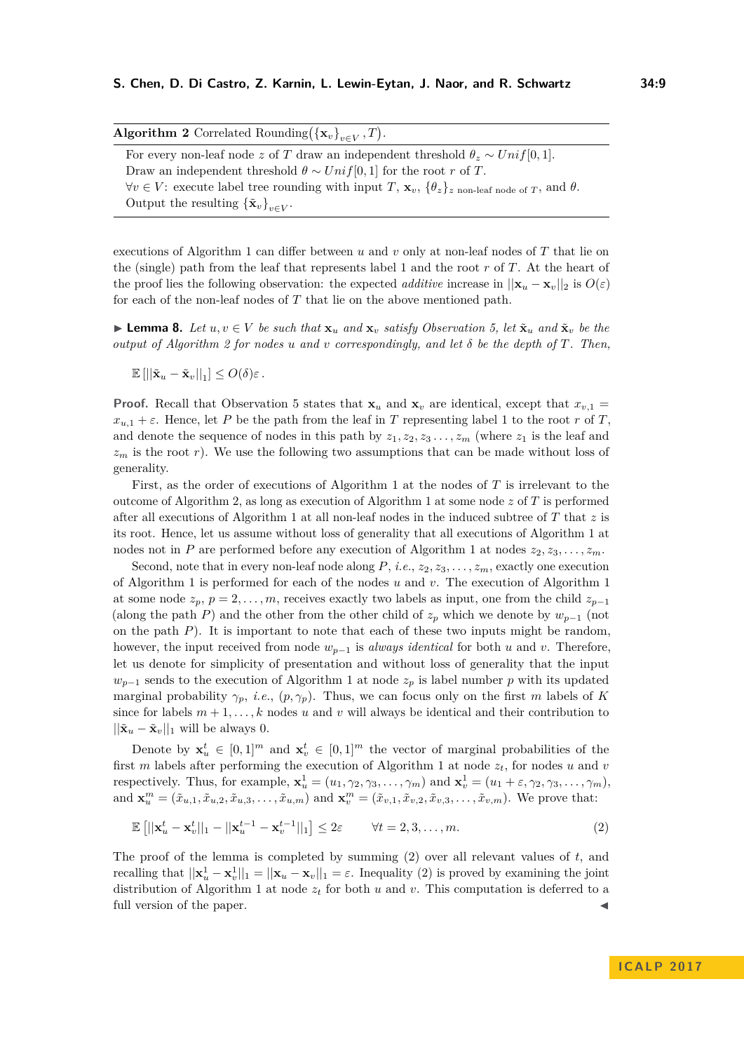**Algorithm 2** Correlated Rounding$(\{\mathbf{x}_v\}_{v\in V}, T)$.

For every non-leaf node $z$ of $T$ draw an independent threshold $\theta_z \sim Unif[0,1]$.
Draw an independent threshold $\theta \sim Unif[0,1]$ for the root $r$ of $T$.
$\forall v \in V$: execute label tree rounding with input $T$, $\mathbf{x}_v$, $\{\theta_z\}_{z \text{ non-leaf node of } T}$, and $\theta$.
Output the resulting $\{\tilde{\mathbf{x}}_v\}_{v\in V}$.

executions of Algorithm 1 can differ between $u$ and $v$ only at non-leaf nodes of $T$ that lie on the (single) path from the leaf that represents label 1 and the root $r$ of $T$. At the heart of the proof lies the following observation: the expected *additive* increase in $||\mathbf{x}_u - \mathbf{x}_v||_2$ is $O(\varepsilon)$ for each of the non-leaf nodes of $T$ that lie on the above mentioned path.

▶ **Lemma 8.** *Let $u, v \in V$ be such that $\mathbf{x}_u$ and $\mathbf{x}_v$ satisfy Observation 5, let $\tilde{\mathbf{x}}_u$ and $\tilde{\mathbf{x}}_v$ be the output of Algorithm 2 for nodes $u$ and $v$ correspondingly, and let $\delta$ be the depth of $T$. Then,*

$$\mathbb{E}\left[||\tilde{\mathbf{x}}_u - \tilde{\mathbf{x}}_v||_1\right] \leq O(\delta)\varepsilon\,.$$

**Proof.** Recall that Observation 5 states that $\mathbf{x}_u$ and $\mathbf{x}_v$ are identical, except that $x_{v,1} = x_{u,1} + \varepsilon$. Hence, let $P$ be the path from the leaf in $T$ representing label 1 to the root $r$ of $T$, and denote the sequence of nodes in this path by $z_1, z_2, z_3 \ldots, z_m$ (where $z_1$ is the leaf and $z_m$ is the root $r$). We use the following two assumptions that can be made without loss of generality.

First, as the order of executions of Algorithm 1 at the nodes of $T$ is irrelevant to the outcome of Algorithm 2, as long as execution of Algorithm 1 at some node $z$ of $T$ is performed after all executions of Algorithm 1 at all non-leaf nodes in the induced subtree of $T$ that $z$ is its root. Hence, let us assume without loss of generality that all executions of Algorithm 1 at nodes not in $P$ are performed before any execution of Algorithm 1 at nodes $z_2, z_3, \ldots, z_m$.

Second, note that in every non-leaf node along $P$, *i.e.*, $z_2, z_3, \ldots, z_m$, exactly one execution of Algorithm 1 is performed for each of the nodes $u$ and $v$. The execution of Algorithm 1 at some node $z_p$, $p = 2, \ldots, m$, receives exactly two labels as input, one from the child $z_{p-1}$ (along the path $P$) and the other from the other child of $z_p$ which we denote by $w_{p-1}$ (not on the path $P$). It is important to note that each of these two inputs might be random, however, the input received from node $w_{p-1}$ is *always identical* for both $u$ and $v$. Therefore, let us denote for simplicity of presentation and without loss of generality that the input $w_{p-1}$ sends to the execution of Algorithm 1 at node $z_p$ is label number $p$ with its updated marginal probability $\gamma_p$, *i.e.*, $(p, \gamma_p)$. Thus, we can focus only on the first $m$ labels of $K$ since for labels $m+1, \ldots, k$ nodes $u$ and $v$ will always be identical and their contribution to $||\tilde{\mathbf{x}}_u - \tilde{\mathbf{x}}_v||_1$ will be always 0.

Denote by $\mathbf{x}^t_u \in [0,1]^m$ and $\mathbf{x}^t_v \in [0,1]^m$ the vector of marginal probabilities of the first $m$ labels after performing the execution of Algorithm 1 at node $z_t$, for nodes $u$ and $v$ respectively. Thus, for example, $\mathbf{x}^1_u = (u_1, \gamma_2, \gamma_3, \ldots, \gamma_m)$ and $\mathbf{x}^1_v = (u_1 + \varepsilon, \gamma_2, \gamma_3, \ldots, \gamma_m)$, and $\mathbf{x}^m_u = (\tilde{x}_{u,1}, \tilde{x}_{u,2}, \tilde{x}_{u,3}, \ldots, \tilde{x}_{u,m})$ and $\mathbf{x}^m_v = (\tilde{x}_{v,1}, \tilde{x}_{v,2}, \tilde{x}_{v,3}, \ldots, \tilde{x}_{v,m})$. We prove that:

$$\mathbb{E}\left[||\mathbf{x}^t_u - \mathbf{x}^t_v||_1 - ||\mathbf{x}^{t-1}_u - \mathbf{x}^{t-1}_v||_1\right] \leq 2\varepsilon \qquad \forall t = 2, 3, \ldots, m. \tag{2}$$

The proof of the lemma is completed by summing (2) over all relevant values of $t$, and recalling that $||\mathbf{x}^1_u - \mathbf{x}^1_v||_1 = ||\mathbf{x}_u - \mathbf{x}_v||_1 = \varepsilon$. Inequality (2) is proved by examining the joint distribution of Algorithm 1 at node $z_t$ for both $u$ and $v$. This computation is deferred to a full version of the paper. ◀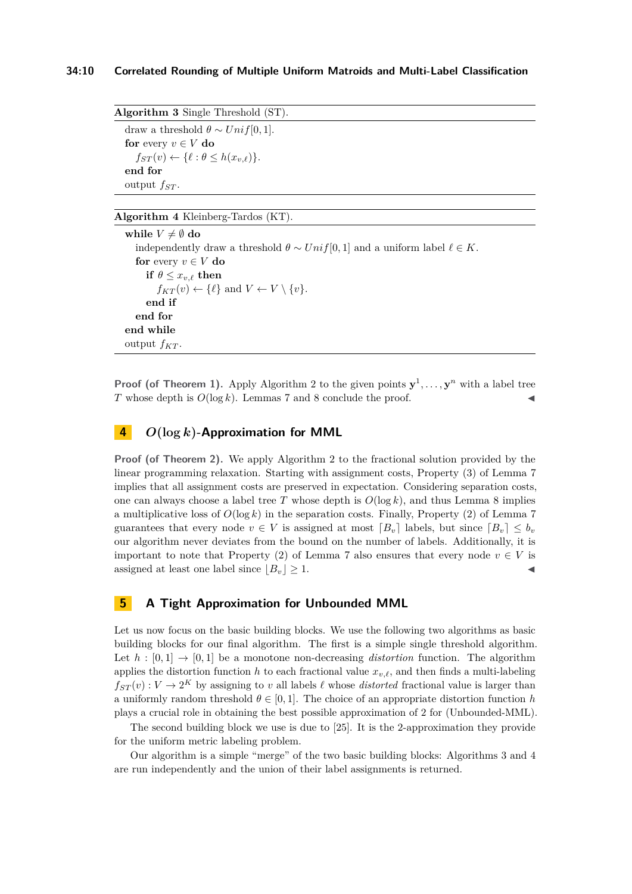**Algorithm 3** Single Threshold (ST).

```
draw a threshold θ ~ Unif[0,1].
for every v ∈ V do
    f_ST(v) ← {ℓ : θ ≤ h(x_{v,ℓ})}.
end for
output f_ST.
```

**Algorithm 4** Kleinberg-Tardos (KT).

```
while V ≠ ∅ do
    independently draw a threshold θ ~ Unif[0,1] and a uniform label ℓ ∈ K.
    for every v ∈ V do
        if θ ≤ x_{v,ℓ} then
            f_KT(v) ← {ℓ} and V ← V \ {v}.
        end if
    end for
end while
output f_KT.
```

**Proof (of Theorem 1).** Apply Algorithm 2 to the given points $\mathbf{y}^1, \ldots, \mathbf{y}^n$ with a label tree $T$ whose depth is $O(\log k)$. Lemmas 7 and 8 conclude the proof. ◀

## 4 $O(\log k)$-Approximation for MML

**Proof (of Theorem 2).** We apply Algorithm 2 to the fractional solution provided by the linear programming relaxation. Starting with assignment costs, Property (3) of Lemma 7 implies that all assignment costs are preserved in expectation. Considering separation costs, one can always choose a label tree $T$ whose depth is $O(\log k)$, and thus Lemma 8 implies a multiplicative loss of $O(\log k)$ in the separation costs. Finally, Property (2) of Lemma 7 guarantees that every node $v \in V$ is assigned at most $\lceil B_v \rceil$ labels, but since $\lceil B_v \rceil \leq b_v$ our algorithm never deviates from the bound on the number of labels. Additionally, it is important to note that Property (2) of Lemma 7 also ensures that every node $v \in V$ is assigned at least one label since $\lfloor B_v \rfloor \geq 1$. ◀

## 5 A Tight Approximation for Unbounded MML

Let us now focus on the basic building blocks. We use the following two algorithms as basic building blocks for our final algorithm. The first is a simple single threshold algorithm. Let $h : [0,1] \to [0,1]$ be a monotone non-decreasing *distortion* function. The algorithm applies the distortion function $h$ to each fractional value $x_{v,\ell}$, and then finds a multi-labeling $f_{ST}(v) : V \to 2^K$ by assigning to $v$ all labels $\ell$ whose *distorted* fractional value is larger than a uniformly random threshold $\theta \in [0,1]$. The choice of an appropriate distortion function $h$ plays a crucial role in obtaining the best possible approximation of 2 for (Unbounded-MML).

The second building block we use is due to [25]. It is the 2-approximation they provide for the uniform metric labeling problem.

Our algorithm is a simple "merge" of the two basic building blocks: Algorithms 3 and 4 are run independently and the union of their label assignments is returned.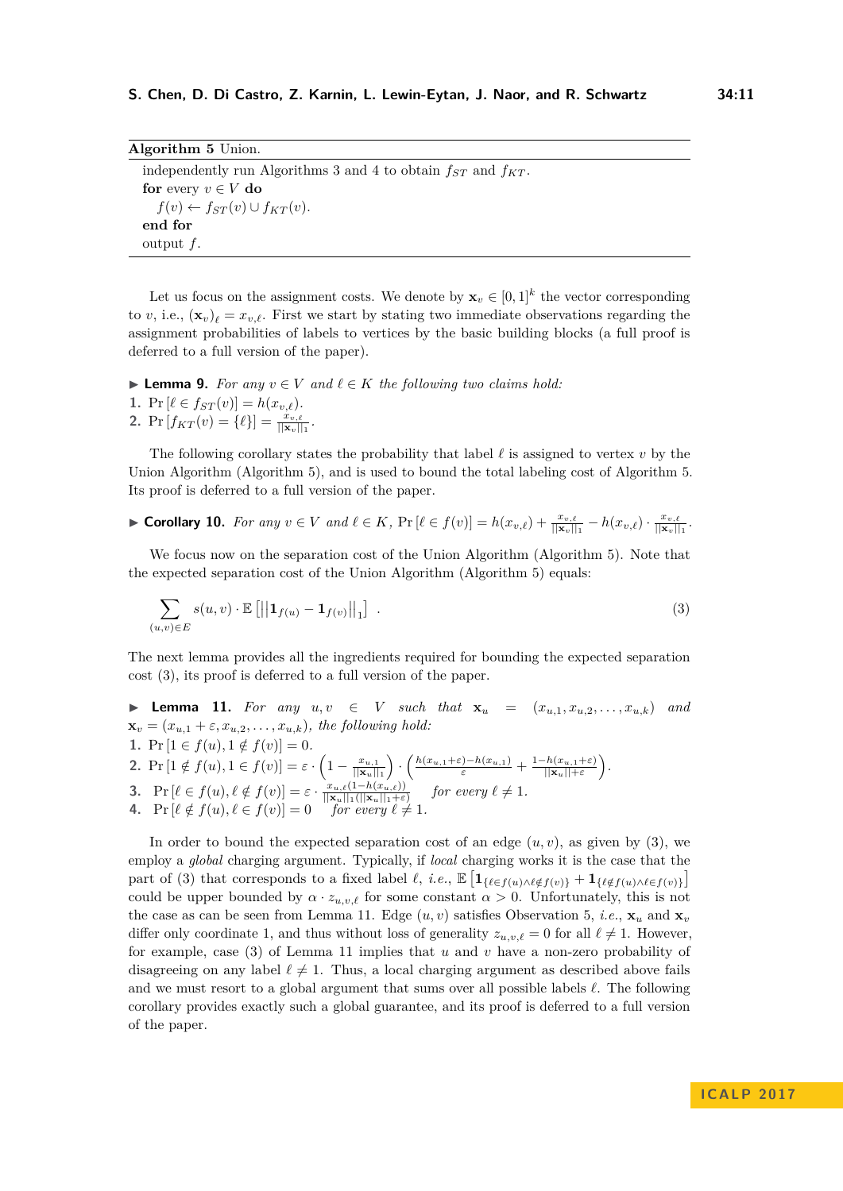**Algorithm 5** Union.

```
independently run Algorithms 3 and 4 to obtain f_ST and f_KT.
for every v ∈ V do
    f(v) ← f_ST(v) ∪ f_KT(v).
end for
output f.
```

Let us focus on the assignment costs. We denote by $\mathbf{x}_v \in [0,1]^k$ the vector corresponding to $v$, i.e., $(\mathbf{x}_v)_\ell = x_{v,\ell}$. First we start by stating two immediate observations regarding the assignment probabilities of labels to vertices by the basic building blocks (a full proof is deferred to a full version of the paper).

▶ **Lemma 9.** *For any $v \in V$ and $\ell \in K$ the following two claims hold:*

1. $\Pr\left[\ell \in f_{ST}(v)\right] = h(x_{v,\ell})$.
2. $\Pr\left[f_{KT}(v) = \{\ell\}\right] = \frac{x_{v,\ell}}{||\mathbf{x}_v||_1}$.

The following corollary states the probability that label $\ell$ is assigned to vertex $v$ by the Union Algorithm (Algorithm 5), and is used to bound the total labeling cost of Algorithm 5. Its proof is deferred to a full version of the paper.

▶ **Corollary 10.** *For any $v \in V$ and $\ell \in K$,* $\Pr\left[\ell \in f(v)\right] = h(x_{v,\ell}) + \frac{x_{v,\ell}}{||\mathbf{x}_v||_1} - h(x_{v,\ell}) \cdot \frac{x_{v,\ell}}{||\mathbf{x}_v||_1}$.

We focus now on the separation cost of the Union Algorithm (Algorithm 5). Note that the expected separation cost of the Union Algorithm (Algorithm 5) equals:

$$\sum_{(u,v)\in E} s(u,v) \cdot \mathbb{E}\left[\left|\left|\mathbf{1}_{f(u)} - \mathbf{1}_{f(v)}\right|\right|_1\right] \ . \tag{3}$$

The next lemma provides all the ingredients required for bounding the expected separation cost (3), its proof is deferred to a full version of the paper.

▶ **Lemma 11.** *For any $u,v \in V$ such that $\mathbf{x}_u = (x_{u,1}, x_{u,2}, \ldots, x_{u,k})$ and $\mathbf{x}_v = (x_{u,1} + \varepsilon, x_{u,2}, \ldots, x_{u,k})$, the following hold:*

1. $\Pr\left[1 \in f(u), 1 \notin f(v)\right] = 0$.
2. $\Pr\left[1 \notin f(u), 1 \in f(v)\right] = \varepsilon \cdot \left(1 - \frac{x_{u,1}}{||\mathbf{x}_u||_1}\right) \cdot \left(\frac{h(x_{u,1}+\varepsilon) - h(x_{u,1})}{\varepsilon} + \frac{1 - h(x_{u,1}+\varepsilon)}{||\mathbf{x}_u|| + \varepsilon}\right)$.
3. $\Pr\left[\ell \in f(u), \ell \notin f(v)\right] = \varepsilon \cdot \frac{x_{u,\ell}(1-h(x_{u,\ell}))}{||\mathbf{x}_u||_1(||\mathbf{x}_u||_1+\varepsilon)}$ *for every $\ell \neq 1$.*
4. $\Pr\left[\ell \notin f(u), \ell \in f(v)\right] = 0$ *for every $\ell \neq 1$.*

In order to bound the expected separation cost of an edge $(u,v)$, as given by (3), we employ a *global* charging argument. Typically, if *local* charging works it is the case that the part of (3) that corresponds to a fixed label $\ell$, *i.e.*, $\mathbb{E}\left[\mathbf{1}_{\{\ell \in f(u) \wedge \ell \notin f(v)\}} + \mathbf{1}_{\{\ell \notin f(u) \wedge \ell \in f(v)\}}\right]$ could be upper bounded by $\alpha \cdot z_{u,v,\ell}$ for some constant $\alpha > 0$. Unfortunately, this is not the case as can be seen from Lemma 11. Edge $(u,v)$ satisfies Observation 5, *i.e.*, $\mathbf{x}_u$ and $\mathbf{x}_v$ differ only coordinate 1, and thus without loss of generality $z_{u,v,\ell} = 0$ for all $\ell \neq 1$. However, for example, case (3) of Lemma 11 implies that $u$ and $v$ have a non-zero probability of disagreeing on any label $\ell \neq 1$. Thus, a local charging argument as described above fails and we must resort to a global argument that sums over all possible labels $\ell$. The following corollary provides exactly such a global guarantee, and its proof is deferred to a full version of the paper.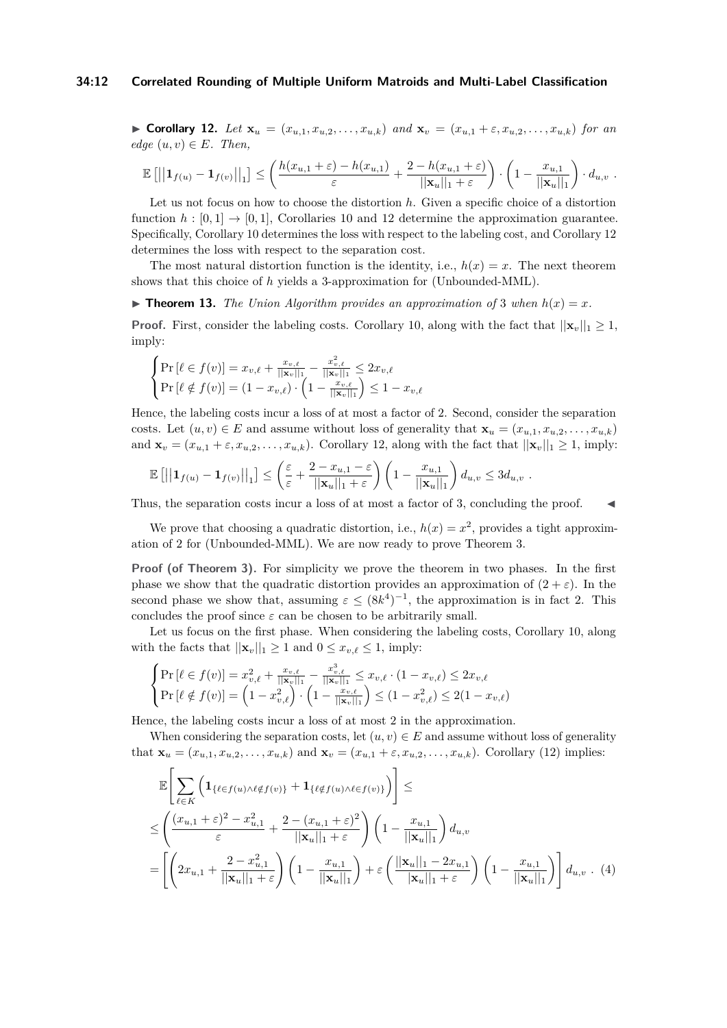▶ **Corollary 12.** *Let* $\mathbf{x}_u = (x_{u,1}, x_{u,2}, \ldots, x_{u,k})$ *and* $\mathbf{x}_v = (x_{u,1} + \varepsilon, x_{u,2}, \ldots, x_{u,k})$ *for an edge* $(u,v) \in E$*. Then,*

$$\mathbb{E}\left[\left|\left|\mathbf{1}_{f(u)} - \mathbf{1}_{f(v)}\right|\right|_1\right] \leq \left(\frac{h(x_{u,1}+\varepsilon) - h(x_{u,1})}{\varepsilon} + \frac{2 - h(x_{u,1}+\varepsilon)}{||\mathbf{x}_u||_1 + \varepsilon}\right) \cdot \left(1 - \frac{x_{u,1}}{||\mathbf{x}_u||_1}\right) \cdot d_{u,v} \ .$$

Let us not focus on how to choose the distortion $h$. Given a specific choice of a distortion function $h : [0,1] \to [0,1]$, Corollaries 10 and 12 determine the approximation guarantee. Specifically, Corollary 10 determines the loss with respect to the labeling cost, and Corollary 12 determines the loss with respect to the separation cost.

The most natural distortion function is the identity, i.e., $h(x) = x$. The next theorem shows that this choice of $h$ yields a 3-approximation for (Unbounded-MML).

▶ **Theorem 13.** *The Union Algorithm provides an approximation of* 3 *when* $h(x) = x$*.*

**Proof.** First, consider the labeling costs. Corollary 10, along with the fact that $||\mathbf{x}_v||_1 \geq 1$, imply:

$$\begin{cases} \Pr\left[\ell \in f(v)\right] = x_{v,\ell} + \frac{x_{v,\ell}}{||\mathbf{x}_v||_1} - \frac{x_{v,\ell}^2}{||\mathbf{x}_v||_1} \leq 2x_{v,\ell} \\ \Pr\left[\ell \notin f(v)\right] = (1 - x_{v,\ell}) \cdot \left(1 - \frac{x_{v,\ell}}{||\mathbf{x}_v||_1}\right) \leq 1 - x_{v,\ell} \end{cases}$$

Hence, the labeling costs incur a loss of at most a factor of 2. Second, consider the separation costs. Let $(u,v) \in E$ and assume without loss of generality that $\mathbf{x}_u = (x_{u,1}, x_{u,2}, \ldots, x_{u,k})$ and $\mathbf{x}_v = (x_{u,1} + \varepsilon, x_{u,2}, \ldots, x_{u,k})$. Corollary 12, along with the fact that $||\mathbf{x}_v||_1 \geq 1$, imply:

$$\mathbb{E}\left[\left|\left|\mathbf{1}_{f(u)} - \mathbf{1}_{f(v)}\right|\right|_1\right] \leq \left(\frac{\varepsilon}{\varepsilon} + \frac{2 - x_{u,1} - \varepsilon}{||\mathbf{x}_u||_1 + \varepsilon}\right)\left(1 - \frac{x_{u,1}}{||\mathbf{x}_u||_1}\right) d_{u,v} \leq 3 d_{u,v} \ .$$

Thus, the separation costs incur a loss of at most a factor of 3, concluding the proof. ◀

We prove that choosing a quadratic distortion, i.e., $h(x) = x^2$, provides a tight approximation of 2 for (Unbounded-MML). We are now ready to prove Theorem 3.

**Proof (of Theorem 3).** For simplicity we prove the theorem in two phases. In the first phase we show that the quadratic distortion provides an approximation of $(2 + \varepsilon)$. In the second phase we show that, assuming $\varepsilon \leq (8k^4)^{-1}$, the approximation is in fact 2. This concludes the proof since $\varepsilon$ can be chosen to be arbitrarily small.

Let us focus on the first phase. When considering the labeling costs, Corollary 10, along with the facts that $||\mathbf{x}_v||_1 \geq 1$ and $0 \leq x_{v,\ell} \leq 1$, imply:

$$\begin{cases} \Pr\left[\ell \in f(v)\right] = x_{v,\ell}^2 + \frac{x_{v,\ell}}{||\mathbf{x}_v||_1} - \frac{x_{v,\ell}^3}{||\mathbf{x}_v||_1} \leq x_{v,\ell} \cdot (1 - x_{v,\ell}) \leq 2x_{v,\ell} \\ \Pr\left[\ell \notin f(v)\right] = \left(1 - x_{v,\ell}^2\right) \cdot \left(1 - \frac{x_{v,\ell}}{||\mathbf{x}_v||_1}\right) \leq (1 - x_{v,\ell}^2) \leq 2(1 - x_{v,\ell}) \end{cases}$$

Hence, the labeling costs incur a loss of at most 2 in the approximation.

When considering the separation costs, let $(u,v) \in E$ and assume without loss of generality that $\mathbf{x}_u = (x_{u,1}, x_{u,2}, \ldots, x_{u,k})$ and $\mathbf{x}_v = (x_{u,1} + \varepsilon, x_{u,2}, \ldots, x_{u,k})$. Corollary (12) implies:

$$\begin{aligned}
&\mathbb{E}\left[\sum_{\ell \in K}\left(\mathbf{1}_{\{\ell \in f(u) \wedge \ell \notin f(v)\}} + \mathbf{1}_{\{\ell \notin f(u) \wedge \ell \in f(v)\}}\right)\right] \leq \\
&\leq \left(\frac{(x_{u,1}+\varepsilon)^2 - x_{u,1}^2}{\varepsilon} + \frac{2 - (x_{u,1}+\varepsilon)^2}{||\mathbf{x}_u||_1 + \varepsilon}\right)\left(1 - \frac{x_{u,1}}{||\mathbf{x}_u||_1}\right) d_{u,v} \\
&= \left[\left(2x_{u,1} + \frac{2 - x_{u,1}^2}{||\mathbf{x}_u||_1 + \varepsilon}\right)\left(1 - \frac{x_{u,1}}{||\mathbf{x}_u||_1}\right) + \varepsilon\left(\frac{||\mathbf{x}_u||_1 - 2x_{u,1}}{|\mathbf{x}_u||_1 + \varepsilon}\right)\left(1 - \frac{x_{u,1}}{||\mathbf{x}_u||_1}\right)\right] d_{u,v} \ . \quad (4)
\end{aligned}$$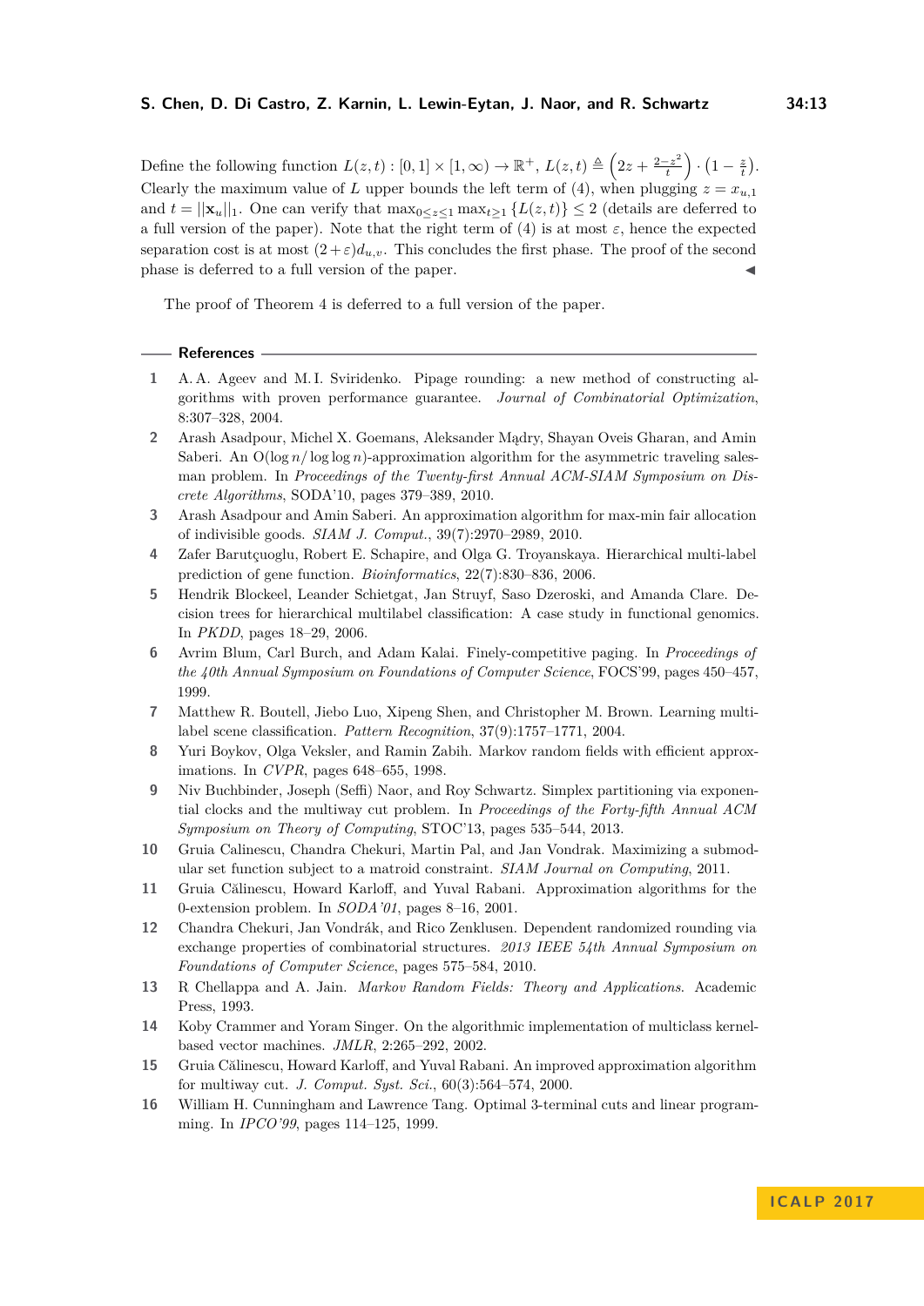Define the following function $L(z,t) : [0,1] \times [1,\infty) \to \mathbb{R}^+$, $L(z,t) \triangleq \left(2z + \frac{2-z^2}{t}\right) \cdot \left(1 - \frac{z}{t}\right)$. Clearly the maximum value of $L$ upper bounds the left term of (4), when plugging $z = x_{u,1}$ and $t = ||\mathbf{x}_u||_1$. One can verify that $\max_{0 \le z \le 1} \max_{t \ge 1} \{L(z,t)\} \le 2$ (details are deferred to a full version of the paper). Note that the right term of (4) is at most $\varepsilon$, hence the expected separation cost is at most $(2+\varepsilon)d_{u,v}$. This concludes the first phase. The proof of the second phase is deferred to a full version of the paper. ◀

The proof of Theorem 4 is deferred to a full version of the paper.

## References

1. A. A. Ageev and M. I. Sviridenko. Pipage rounding: a new method of constructing algorithms with proven performance guarantee. *Journal of Combinatorial Optimization*, 8:307–328, 2004.
2. Arash Asadpour, Michel X. Goemans, Aleksander Mądry, Shayan Oveis Gharan, and Amin Saberi. An $O(\log n/\log\log n)$-approximation algorithm for the asymmetric traveling salesman problem. In *Proceedings of the Twenty-first Annual ACM-SIAM Symposium on Discrete Algorithms*, SODA'10, pages 379–389, 2010.
3. Arash Asadpour and Amin Saberi. An approximation algorithm for max-min fair allocation of indivisible goods. *SIAM J. Comput.*, 39(7):2970–2989, 2010.
4. Zafer Barutçuoglu, Robert E. Schapire, and Olga G. Troyanskaya. Hierarchical multi-label prediction of gene function. *Bioinformatics*, 22(7):830–836, 2006.
5. Hendrik Blockeel, Leander Schietgat, Jan Struyf, Saso Dzeroski, and Amanda Clare. Decision trees for hierarchical multilabel classification: A case study in functional genomics. In *PKDD*, pages 18–29, 2006.
6. Avrim Blum, Carl Burch, and Adam Kalai. Finely-competitive paging. In *Proceedings of the 40th Annual Symposium on Foundations of Computer Science*, FOCS'99, pages 450–457, 1999.
7. Matthew R. Boutell, Jiebo Luo, Xipeng Shen, and Christopher M. Brown. Learning multi-label scene classification. *Pattern Recognition*, 37(9):1757–1771, 2004.
8. Yuri Boykov, Olga Veksler, and Ramin Zabih. Markov random fields with efficient approximations. In *CVPR*, pages 648–655, 1998.
9. Niv Buchbinder, Joseph (Seffi) Naor, and Roy Schwartz. Simplex partitioning via exponential clocks and the multiway cut problem. In *Proceedings of the Forty-fifth Annual ACM Symposium on Theory of Computing*, STOC'13, pages 535–544, 2013.
10. Gruia Calinescu, Chandra Chekuri, Martin Pal, and Jan Vondrak. Maximizing a submodular set function subject to a matroid constraint. *SIAM Journal on Computing*, 2011.
11. Gruia Călinescu, Howard Karloff, and Yuval Rabani. Approximation algorithms for the 0-extension problem. In *SODA'01*, pages 8–16, 2001.
12. Chandra Chekuri, Jan Vondrák, and Rico Zenklusen. Dependent randomized rounding via exchange properties of combinatorial structures. *2013 IEEE 54th Annual Symposium on Foundations of Computer Science*, pages 575–584, 2010.
13. R Chellappa and A. Jain. *Markov Random Fields: Theory and Applications*. Academic Press, 1993.
14. Koby Crammer and Yoram Singer. On the algorithmic implementation of multiclass kernel-based vector machines. *JMLR*, 2:265–292, 2002.
15. Gruia Călinescu, Howard Karloff, and Yuval Rabani. An improved approximation algorithm for multiway cut. *J. Comput. Syst. Sci.*, 60(3):564–574, 2000.
16. William H. Cunningham and Lawrence Tang. Optimal 3-terminal cuts and linear programming. In *IPCO'99*, pages 114–125, 1999.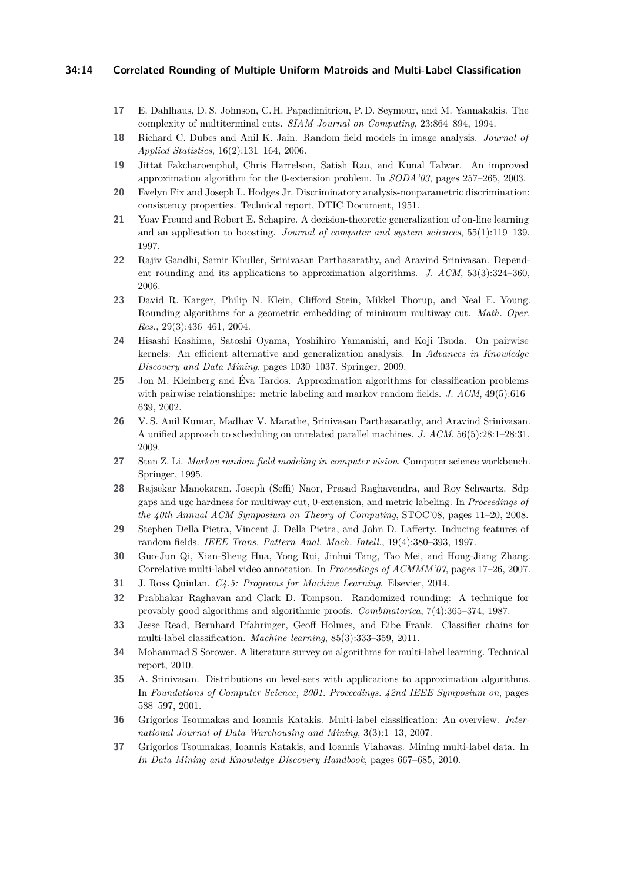**17** E. Dahlhaus, D. S. Johnson, C. H. Papadimitriou, P. D. Seymour, and M. Yannakakis. The complexity of multiterminal cuts. *SIAM Journal on Computing*, 23:864–894, 1994.

**18** Richard C. Dubes and Anil K. Jain. Random field models in image analysis. *Journal of Applied Statistics*, 16(2):131–164, 2006.

**19** Jittat Fakcharoenphol, Chris Harrelson, Satish Rao, and Kunal Talwar. An improved approximation algorithm for the 0-extension problem. In *SODA'03*, pages 257–265, 2003.

**20** Evelyn Fix and Joseph L. Hodges Jr. Discriminatory analysis-nonparametric discrimination: consistency properties. Technical report, DTIC Document, 1951.

**21** Yoav Freund and Robert E. Schapire. A decision-theoretic generalization of on-line learning and an application to boosting. *Journal of computer and system sciences*, 55(1):119–139, 1997.

**22** Rajiv Gandhi, Samir Khuller, Srinivasan Parthasarathy, and Aravind Srinivasan. Dependent rounding and its applications to approximation algorithms. *J. ACM*, 53(3):324–360, 2006.

**23** David R. Karger, Philip N. Klein, Clifford Stein, Mikkel Thorup, and Neal E. Young. Rounding algorithms for a geometric embedding of minimum multiway cut. *Math. Oper. Res.*, 29(3):436–461, 2004.

**24** Hisashi Kashima, Satoshi Oyama, Yoshihiro Yamanishi, and Koji Tsuda. On pairwise kernels: An efficient alternative and generalization analysis. In *Advances in Knowledge Discovery and Data Mining*, pages 1030–1037. Springer, 2009.

**25** Jon M. Kleinberg and Éva Tardos. Approximation algorithms for classification problems with pairwise relationships: metric labeling and markov random fields. *J. ACM*, 49(5):616–639, 2002.

**26** V. S. Anil Kumar, Madhav V. Marathe, Srinivasan Parthasarathy, and Aravind Srinivasan. A unified approach to scheduling on unrelated parallel machines. *J. ACM*, 56(5):28:1–28:31, 2009.

**27** Stan Z. Li. *Markov random field modeling in computer vision*. Computer science workbench. Springer, 1995.

**28** Rajsekar Manokaran, Joseph (Seffi) Naor, Prasad Raghavendra, and Roy Schwartz. Sdp gaps and ugc hardness for multiway cut, 0-extension, and metric labeling. In *Proceedings of the 40th Annual ACM Symposium on Theory of Computing*, STOC'08, pages 11–20, 2008.

**29** Stephen Della Pietra, Vincent J. Della Pietra, and John D. Lafferty. Inducing features of random fields. *IEEE Trans. Pattern Anal. Mach. Intell.*, 19(4):380–393, 1997.

**30** Guo-Jun Qi, Xian-Sheng Hua, Yong Rui, Jinhui Tang, Tao Mei, and Hong-Jiang Zhang. Correlative multi-label video annotation. In *Proceedings of ACMMM'07*, pages 17–26, 2007.

**31** J. Ross Quinlan. *C4.5: Programs for Machine Learning*. Elsevier, 2014.

**32** Prabhakar Raghavan and Clark D. Tompson. Randomized rounding: A technique for provably good algorithms and algorithmic proofs. *Combinatorica*, 7(4):365–374, 1987.

**33** Jesse Read, Bernhard Pfahringer, Geoff Holmes, and Eibe Frank. Classifier chains for multi-label classification. *Machine learning*, 85(3):333–359, 2011.

**34** Mohammad S Sorower. A literature survey on algorithms for multi-label learning. Technical report, 2010.

**35** A. Srinivasan. Distributions on level-sets with applications to approximation algorithms. In *Foundations of Computer Science, 2001. Proceedings. 42nd IEEE Symposium on*, pages 588–597, 2001.

**36** Grigorios Tsoumakas and Ioannis Katakis. Multi-label classification: An overview. *International Journal of Data Warehousing and Mining*, 3(3):1–13, 2007.

**37** Grigorios Tsoumakas, Ioannis Katakis, and Ioannis Vlahavas. Mining multi-label data. In *In Data Mining and Knowledge Discovery Handbook*, pages 667–685, 2010.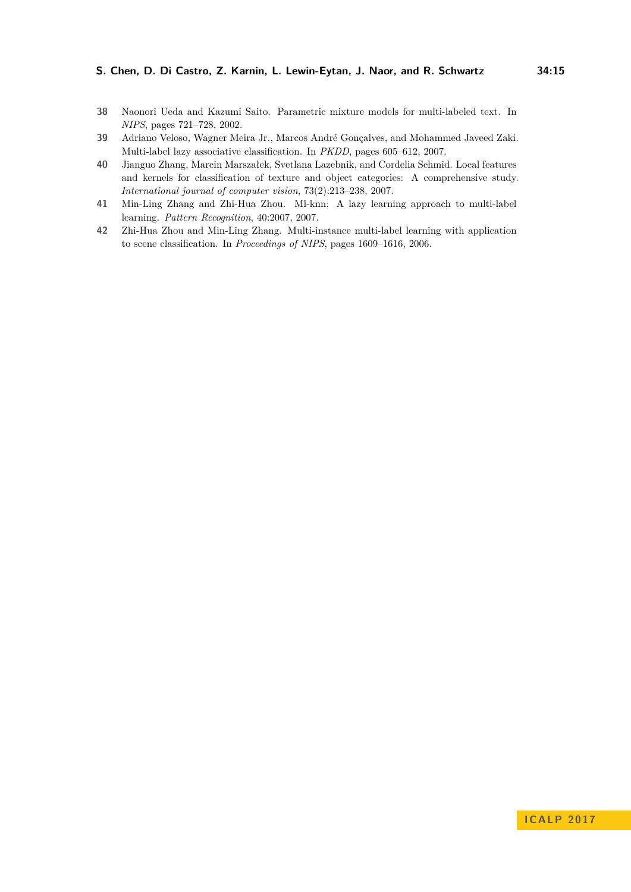38 Naonori Ueda and Kazumi Saito. Parametric mixture models for multi-labeled text. In *NIPS*, pages 721–728, 2002.

39 Adriano Veloso, Wagner Meira Jr., Marcos André Gonçalves, and Mohammed Javeed Zaki. Multi-label lazy associative classification. In *PKDD*, pages 605–612, 2007.

40 Jianguo Zhang, Marcin Marszałek, Svetlana Lazebnik, and Cordelia Schmid. Local features and kernels for classification of texture and object categories: A comprehensive study. *International journal of computer vision*, 73(2):213–238, 2007.

41 Min-Ling Zhang and Zhi-Hua Zhou. Ml-knn: A lazy learning approach to multi-label learning. *Pattern Recognition*, 40:2007, 2007.

42 Zhi-Hua Zhou and Min-Ling Zhang. Multi-instance multi-label learning with application to scene classification. In *Proceedings of NIPS*, pages 1609–1616, 2006.